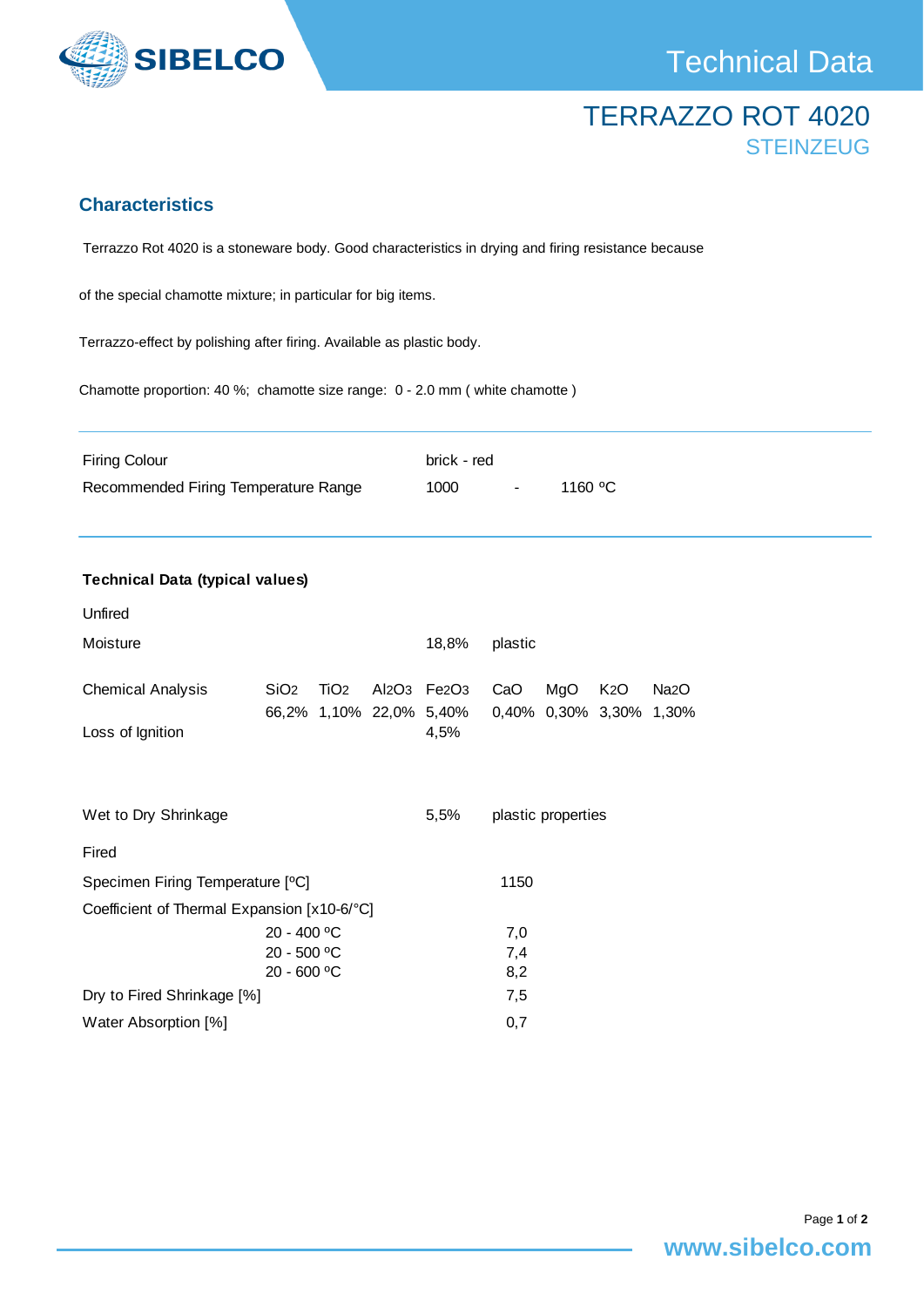SIBELCO

# Technical Data

## TERRAZZO ROT 4020

### STEINZEUG

### Characteristics

Terrazzo Rot 4020 is a stoneware body. Good characteristics in drying and firing resistance because

of the special chamotte mixture; in particular for big items.

Terrazzo-effect by polishing after firing. Available as plastic body.

Chamotte proportion: 40 %; chamotte size range: 0 - 2.0 mm ( white chamotte )

| | |
|---|---|
| Firing Colour | brick - red |
| Recommended Firing Temperature Range | 1000 - 1160 ºC |

**Technical Data (typical values)**

Unfired

| | |
|---|---|
| Moisture | 18,8% plastic |

| | $SiO_2$ | $TiO_2$ | $Al_2O_3$ | $Fe_2O_3$ | $CaO$ | $MgO$ | $K_2O$ | $Na_2O$ |
|---|---|---|---|---|---|---|---|---|
| Chemical Analysis | 66,2% | 1,10% | 22,0% | 5,40% | 0,40% | 0,30% | 3,30% | 1,30% |
| Loss of Ignition | | | | 4,5% | | | | |

| | |
|---|---|
| Wet to Dry Shrinkage | 5,5% plastic properties |

Fired

| | | |
|---|---|---|
| Specimen Firing Temperature [ºC] | | 1150 |
| Coefficient of Thermal Expansion [x10-6/°C] | | |
| | 20 - 400 ºC | 7,0 |
| | 20 - 500 ºC | 7,4 |
| | 20 - 600 ºC | 8,2 |
| Dry to Fired Shrinkage [%] | | 7,5 |
| Water Absorption [%] | | 0,7 |

www.sibelco.com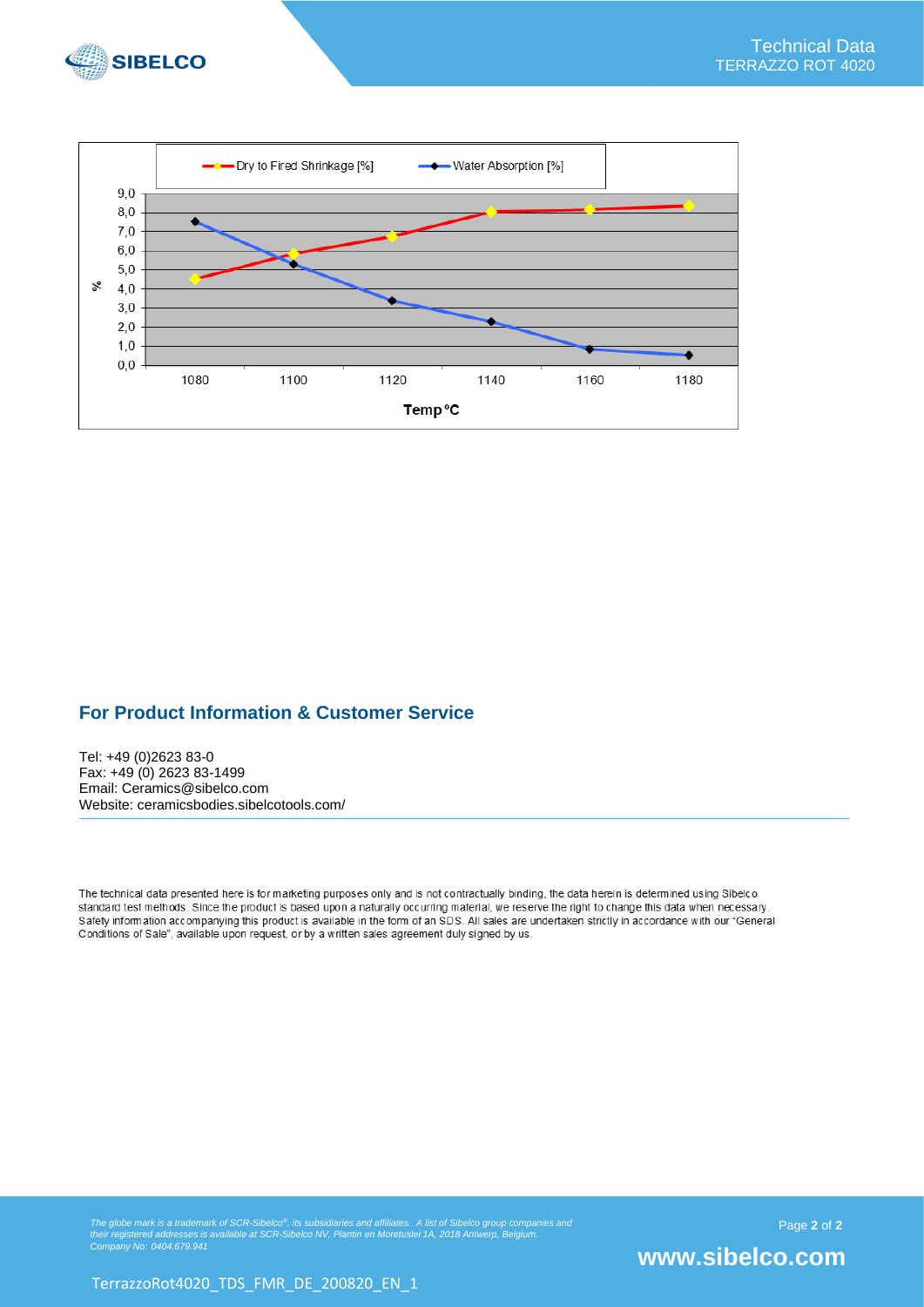Dry to Fired Shrinkage [%]

Water Absorption [%]

9,0
8,0
7,0
6,0
5,0
4,0
3,0
2,0
1,0
0,0

%

1080 1100 1120 1140 1160 1180

Temp °C

## For Product Information & Customer Service

Tel: +49 (0)2623 83-0
Fax: +49 (0) 2623 83-1499
Email: Ceramics@sibelco.com
Website: ceramicsbodies.sibelcotools.com/

The technical data presented here is for marketing purposes only and is not contractually binding, the data herein is determined using Sibelco standard test methods. Since the product is based upon a naturally occurring material, we reserve the right to change this data when necessary. Safety information accompanying this product is available in the form of an SDS. All sales are undertaken strictly in accordance with our "General Conditions of Sale", available upon request, or by a written sales agreement duly signed by us.

*The globe mark is a trademark of SCR-Sibelco®, its subsidiaries and affiliates. A list of Sibelco group companies and their registered addresses is available at SCR-Sibelco NV, Plantin en Moretuslei 1A, 2018 Antwerp, Belgium. Company No: 0404.679.941*

www.sibelco.com

TerrazzoRot4020_TDS_FMR_DE_200820_EN_1